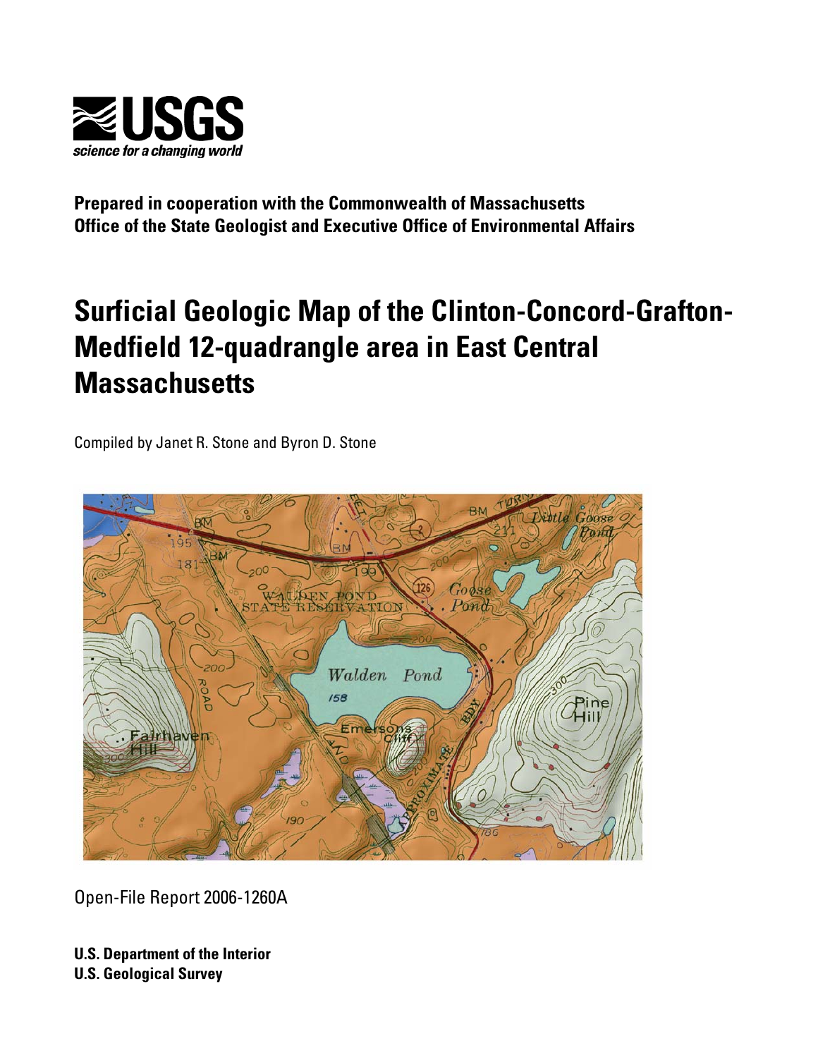USGS

science for a changing world

**Prepared in cooperation with the Commonwealth of Massachusetts**
**Office of the State Geologist and Executive Office of Environmental Affairs**

# Surficial Geologic Map of the Clinton-Concord-Grafton-Medfield 12-quadrangle area in East Central Massachusetts

Compiled by Janet R. Stone and Byron D. Stone

Open-File Report 2006-1260A

**U.S. Department of the Interior**
**U.S. Geological Survey**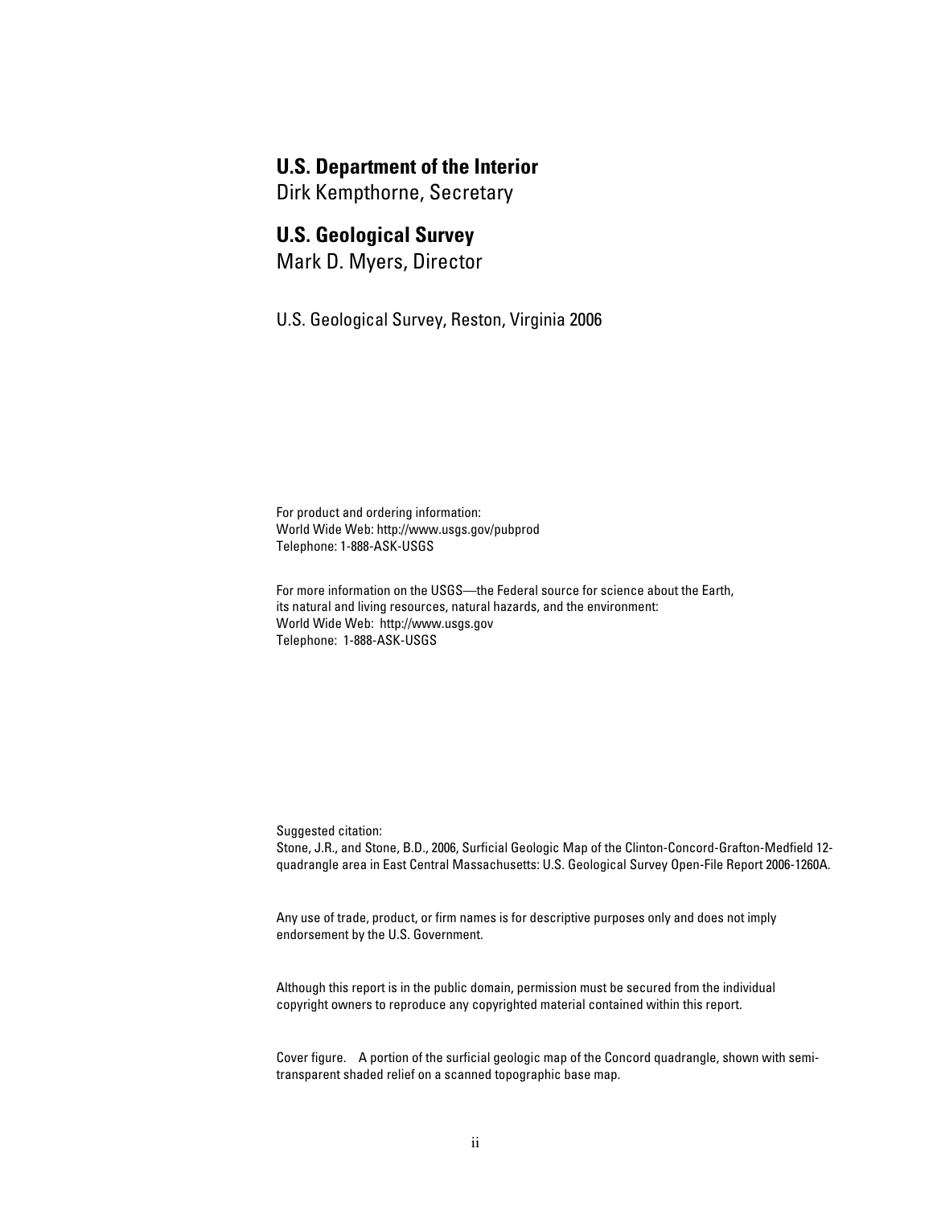**U.S. Department of the Interior**
Dirk Kempthorne, Secretary

**U.S. Geological Survey**
Mark D. Myers, Director

U.S. Geological Survey, Reston, Virginia 2006

For product and ordering information:
World Wide Web: http://www.usgs.gov/pubprod
Telephone: 1-888-ASK-USGS

For more information on the USGS—the Federal source for science about the Earth,
its natural and living resources, natural hazards, and the environment:
World Wide Web: http://www.usgs.gov
Telephone: 1-888-ASK-USGS

Suggested citation:
Stone, J.R., and Stone, B.D., 2006, Surficial Geologic Map of the Clinton-Concord-Grafton-Medfield 12-quadrangle area in East Central Massachusetts: U.S. Geological Survey Open-File Report 2006-1260A.

Any use of trade, product, or firm names is for descriptive purposes only and does not imply endorsement by the U.S. Government.

Although this report is in the public domain, permission must be secured from the individual copyright owners to reproduce any copyrighted material contained within this report.

Cover figure. A portion of the surficial geologic map of the Concord quadrangle, shown with semi-transparent shaded relief on a scanned topographic base map.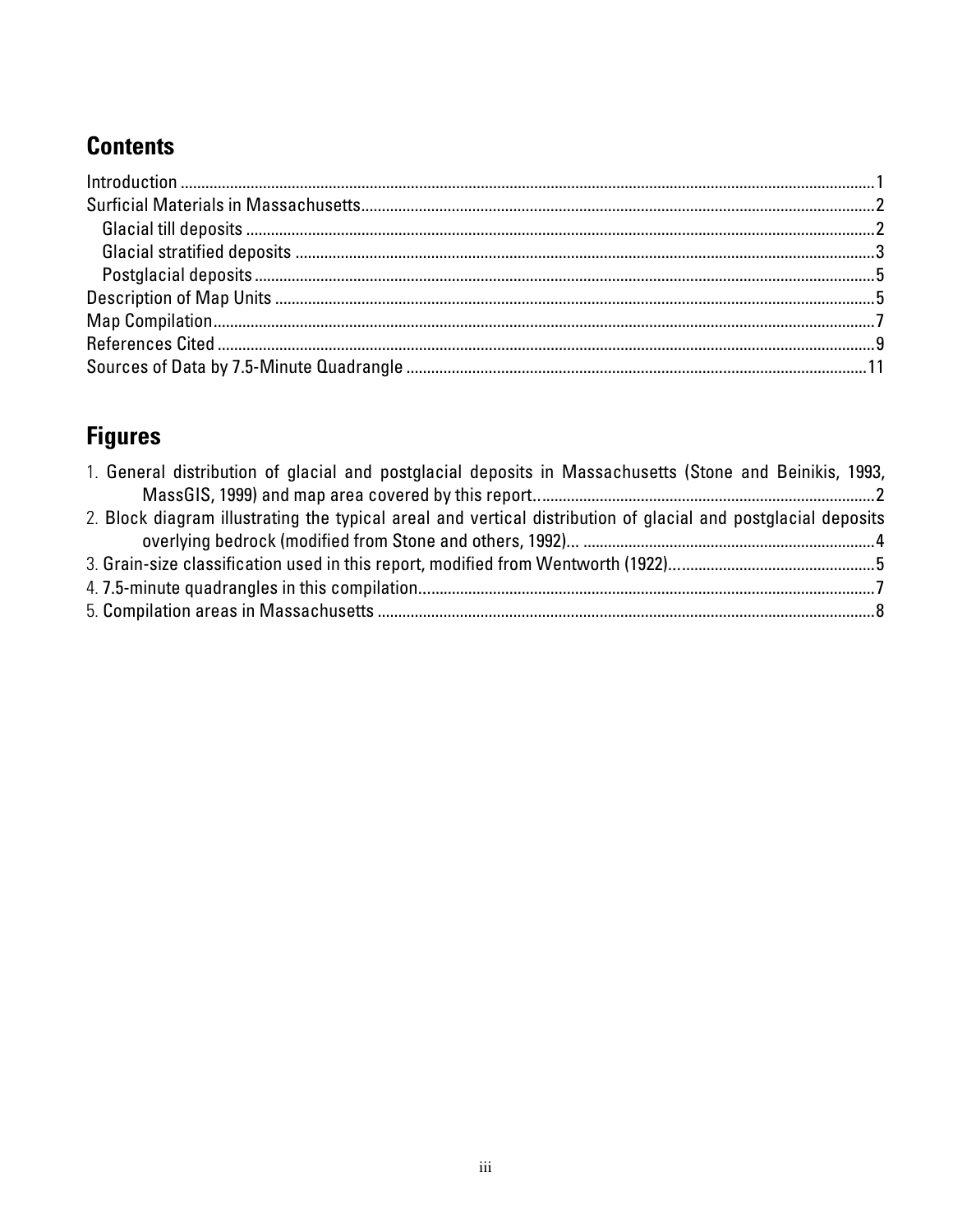## Contents

Introduction ....................................................................................................1
Surficial Materials in Massachusetts...............................................................2
  Glacial till deposits .......................................................................................2
  Glacial stratified deposits ............................................................................3
  Postglacial deposits ......................................................................................5
Description of Map Units ...............................................................................5
Map Compilation.............................................................................................7
References Cited .............................................................................................9
Sources of Data by 7.5-Minute Quadrangle ..................................................11

## Figures

1. General distribution of glacial and postglacial deposits in Massachusetts (Stone and Beinikis, 1993, MassGIS, 1999) and map area covered by this report..........................................................2
2. Block diagram illustrating the typical areal and vertical distribution of glacial and postglacial deposits overlying bedrock (modified from Stone and others, 1992)... ...........................................4
3. Grain-size classification used in this report, modified from Wentworth (1922)....................................5
4. 7.5-minute quadrangles in this compilation...........................................................................................7
5. Compilation areas in Massachusetts .....................................................................................................8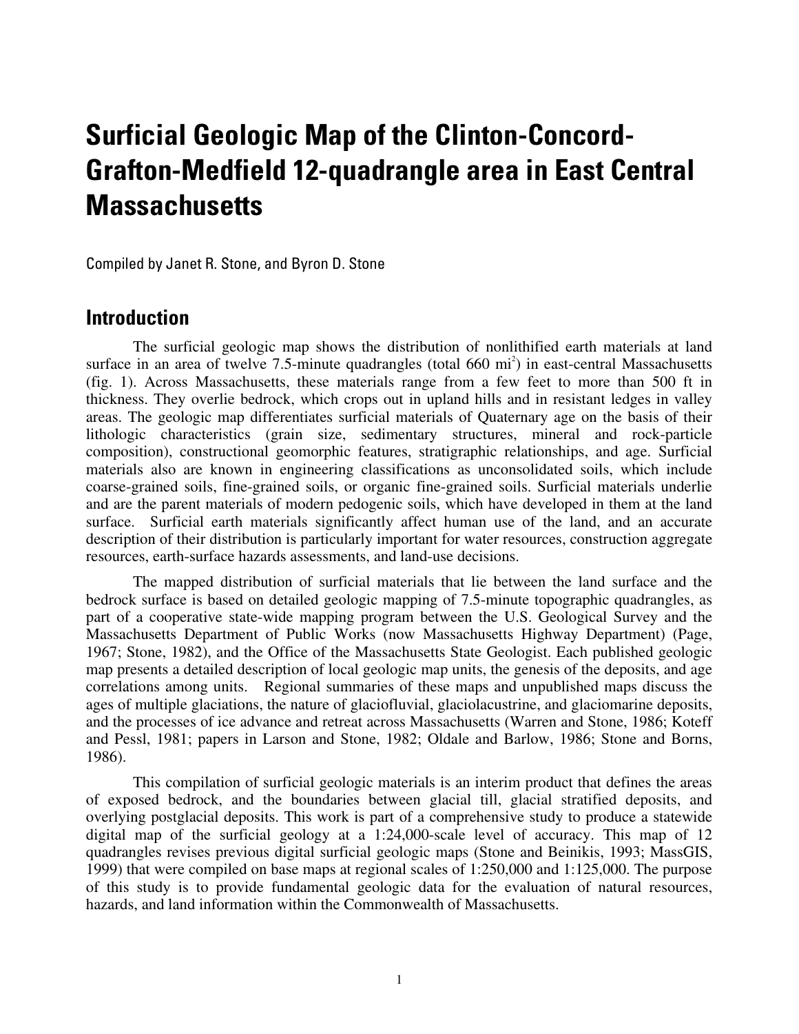# Surficial Geologic Map of the Clinton-Concord-Grafton-Medfield 12-quadrangle area in East Central Massachusetts

Compiled by Janet R. Stone, and Byron D. Stone

## Introduction

The surficial geologic map shows the distribution of nonlithified earth materials at land surface in an area of twelve 7.5-minute quadrangles (total 660 $mi^2$) in east-central Massachusetts (fig. 1). Across Massachusetts, these materials range from a few feet to more than 500 ft in thickness. They overlie bedrock, which crops out in upland hills and in resistant ledges in valley areas. The geologic map differentiates surficial materials of Quaternary age on the basis of their lithologic characteristics (grain size, sedimentary structures, mineral and rock-particle composition), constructional geomorphic features, stratigraphic relationships, and age. Surficial materials also are known in engineering classifications as unconsolidated soils, which include coarse-grained soils, fine-grained soils, or organic fine-grained soils. Surficial materials underlie and are the parent materials of modern pedogenic soils, which have developed in them at the land surface. Surficial earth materials significantly affect human use of the land, and an accurate description of their distribution is particularly important for water resources, construction aggregate resources, earth-surface hazards assessments, and land-use decisions.

The mapped distribution of surficial materials that lie between the land surface and the bedrock surface is based on detailed geologic mapping of 7.5-minute topographic quadrangles, as part of a cooperative state-wide mapping program between the U.S. Geological Survey and the Massachusetts Department of Public Works (now Massachusetts Highway Department) (Page, 1967; Stone, 1982), and the Office of the Massachusetts State Geologist. Each published geologic map presents a detailed description of local geologic map units, the genesis of the deposits, and age correlations among units. Regional summaries of these maps and unpublished maps discuss the ages of multiple glaciations, the nature of glaciofluvial, glaciolacustrine, and glaciomarine deposits, and the processes of ice advance and retreat across Massachusetts (Warren and Stone, 1986; Koteff and Pessl, 1981; papers in Larson and Stone, 1982; Oldale and Barlow, 1986; Stone and Borns, 1986).

This compilation of surficial geologic materials is an interim product that defines the areas of exposed bedrock, and the boundaries between glacial till, glacial stratified deposits, and overlying postglacial deposits. This work is part of a comprehensive study to produce a statewide digital map of the surficial geology at a 1:24,000-scale level of accuracy. This map of 12 quadrangles revises previous digital surficial geologic maps (Stone and Beinikis, 1993; MassGIS, 1999) that were compiled on base maps at regional scales of 1:250,000 and 1:125,000. The purpose of this study is to provide fundamental geologic data for the evaluation of natural resources, hazards, and land information within the Commonwealth of Massachusetts.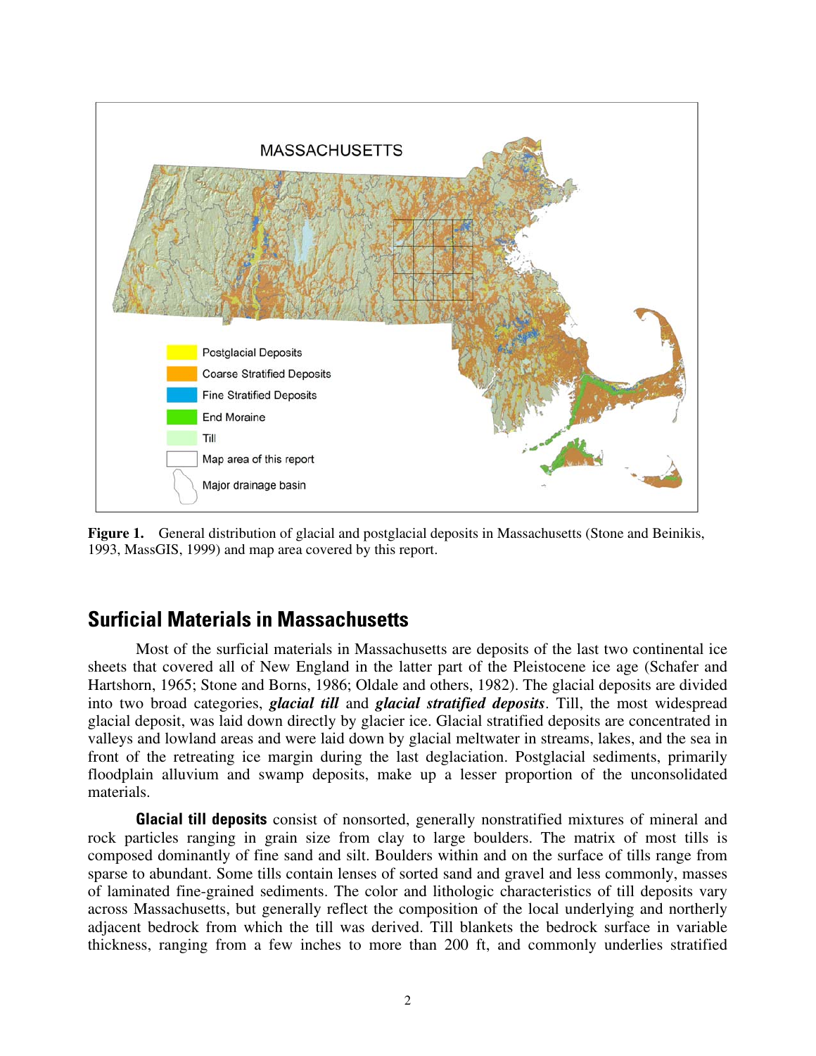**Figure 1.** General distribution of glacial and postglacial deposits in Massachusetts (Stone and Beinikis, 1993, MassGIS, 1999) and map area covered by this report.

## Surficial Materials in Massachusetts

Most of the surficial materials in Massachusetts are deposits of the last two continental ice sheets that covered all of New England in the latter part of the Pleistocene ice age (Schafer and Hartshorn, 1965; Stone and Borns, 1986; Oldale and others, 1982). The glacial deposits are divided into two broad categories, ***glacial till*** and ***glacial stratified deposits***. Till, the most widespread glacial deposit, was laid down directly by glacier ice. Glacial stratified deposits are concentrated in valleys and lowland areas and were laid down by glacial meltwater in streams, lakes, and the sea in front of the retreating ice margin during the last deglaciation. Postglacial sediments, primarily floodplain alluvium and swamp deposits, make up a lesser proportion of the unconsolidated materials.

**Glacial till deposits** consist of nonsorted, generally nonstratified mixtures of mineral and rock particles ranging in grain size from clay to large boulders. The matrix of most tills is composed dominantly of fine sand and silt. Boulders within and on the surface of tills range from sparse to abundant. Some tills contain lenses of sorted sand and gravel and less commonly, masses of laminated fine-grained sediments. The color and lithologic characteristics of till deposits vary across Massachusetts, but generally reflect the composition of the local underlying and northerly adjacent bedrock from which the till was derived. Till blankets the bedrock surface in variable thickness, ranging from a few inches to more than 200 ft, and commonly underlies stratified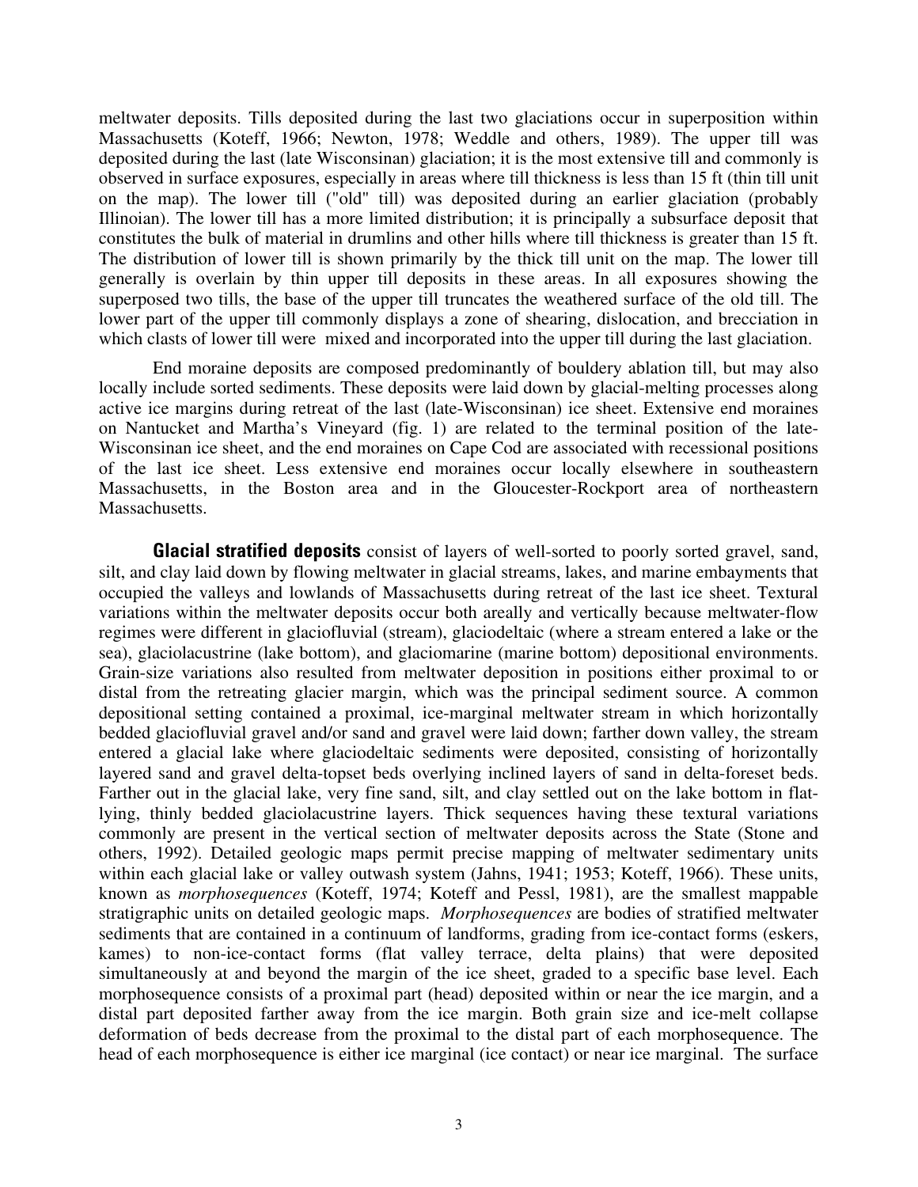meltwater deposits. Tills deposited during the last two glaciations occur in superposition within Massachusetts (Koteff, 1966; Newton, 1978; Weddle and others, 1989). The upper till was deposited during the last (late Wisconsinan) glaciation; it is the most extensive till and commonly is observed in surface exposures, especially in areas where till thickness is less than 15 ft (thin till unit on the map). The lower till ("old" till) was deposited during an earlier glaciation (probably Illinoian). The lower till has a more limited distribution; it is principally a subsurface deposit that constitutes the bulk of material in drumlins and other hills where till thickness is greater than 15 ft. The distribution of lower till is shown primarily by the thick till unit on the map. The lower till generally is overlain by thin upper till deposits in these areas. In all exposures showing the superposed two tills, the base of the upper till truncates the weathered surface of the old till. The lower part of the upper till commonly displays a zone of shearing, dislocation, and brecciation in which clasts of lower till were mixed and incorporated into the upper till during the last glaciation.

End moraine deposits are composed predominantly of bouldery ablation till, but may also locally include sorted sediments. These deposits were laid down by glacial-melting processes along active ice margins during retreat of the last (late-Wisconsinan) ice sheet. Extensive end moraines on Nantucket and Martha's Vineyard (fig. 1) are related to the terminal position of the late-Wisconsinan ice sheet, and the end moraines on Cape Cod are associated with recessional positions of the last ice sheet. Less extensive end moraines occur locally elsewhere in southeastern Massachusetts, in the Boston area and in the Gloucester-Rockport area of northeastern Massachusetts.

**Glacial stratified deposits** consist of layers of well-sorted to poorly sorted gravel, sand, silt, and clay laid down by flowing meltwater in glacial streams, lakes, and marine embayments that occupied the valleys and lowlands of Massachusetts during retreat of the last ice sheet. Textural variations within the meltwater deposits occur both areally and vertically because meltwater-flow regimes were different in glaciofluvial (stream), glaciodeltaic (where a stream entered a lake or the sea), glaciolacustrine (lake bottom), and glaciomarine (marine bottom) depositional environments. Grain-size variations also resulted from meltwater deposition in positions either proximal to or distal from the retreating glacier margin, which was the principal sediment source. A common depositional setting contained a proximal, ice-marginal meltwater stream in which horizontally bedded glaciofluvial gravel and/or sand and gravel were laid down; farther down valley, the stream entered a glacial lake where glaciodeltaic sediments were deposited, consisting of horizontally layered sand and gravel delta-topset beds overlying inclined layers of sand in delta-foreset beds. Farther out in the glacial lake, very fine sand, silt, and clay settled out on the lake bottom in flat-lying, thinly bedded glaciolacustrine layers. Thick sequences having these textural variations commonly are present in the vertical section of meltwater deposits across the State (Stone and others, 1992). Detailed geologic maps permit precise mapping of meltwater sedimentary units within each glacial lake or valley outwash system (Jahns, 1941; 1953; Koteff, 1966). These units, known as *morphosequences* (Koteff, 1974; Koteff and Pessl, 1981), are the smallest mappable stratigraphic units on detailed geologic maps. *Morphosequences* are bodies of stratified meltwater sediments that are contained in a continuum of landforms, grading from ice-contact forms (eskers, kames) to non-ice-contact forms (flat valley terrace, delta plains) that were deposited simultaneously at and beyond the margin of the ice sheet, graded to a specific base level. Each morphosequence consists of a proximal part (head) deposited within or near the ice margin, and a distal part deposited farther away from the ice margin. Both grain size and ice-melt collapse deformation of beds decrease from the proximal to the distal part of each morphosequence. The head of each morphosequence is either ice marginal (ice contact) or near ice marginal. The surface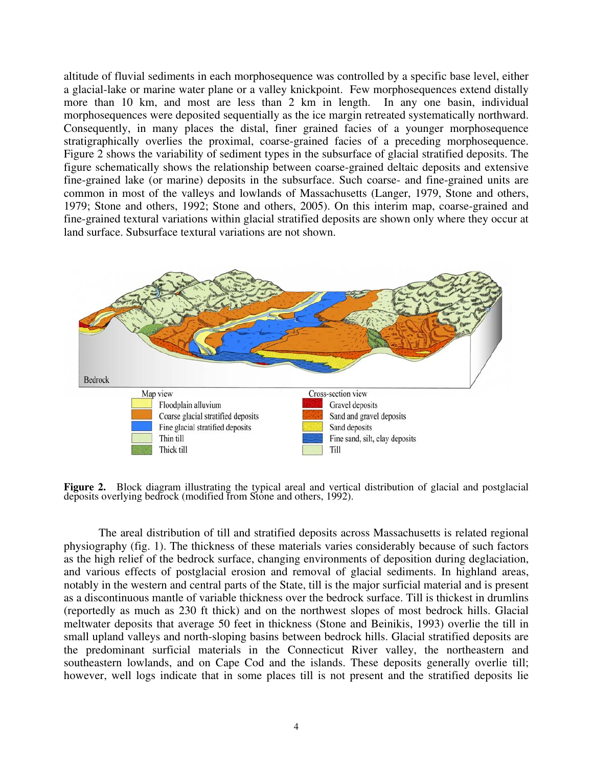altitude of fluvial sediments in each morphosequence was controlled by a specific base level, either a glacial-lake or marine water plane or a valley knickpoint. Few morphosequences extend distally more than 10 km, and most are less than 2 km in length. In any one basin, individual morphosequences were deposited sequentially as the ice margin retreated systematically northward. Consequently, in many places the distal, finer grained facies of a younger morphosequence stratigraphically overlies the proximal, coarse-grained facies of a preceding morphosequence. Figure 2 shows the variability of sediment types in the subsurface of glacial stratified deposits. The figure schematically shows the relationship between coarse-grained deltaic deposits and extensive fine-grained lake (or marine) deposits in the subsurface. Such coarse- and fine-grained units are common in most of the valleys and lowlands of Massachusetts (Langer, 1979, Stone and others, 1979; Stone and others, 1992; Stone and others, 2005). On this interim map, coarse-grained and fine-grained textural variations within glacial stratified deposits are shown only where they occur at land surface. Subsurface textural variations are not shown.

Bedrock

| Map view | Cross-section view |
| --- | --- |
| Floodplain alluvium | Gravel deposits |
| Coarse glacial stratified deposits | Sand and gravel deposits |
| Fine glacial stratified deposits | Sand deposits |
| Thin till | Fine sand, silt, clay deposits |
| Thick till | Till |

**Figure 2.** Block diagram illustrating the typical areal and vertical distribution of glacial and postglacial deposits overlying bedrock (modified from Stone and others, 1992).

The areal distribution of till and stratified deposits across Massachusetts is related regional physiography (fig. 1). The thickness of these materials varies considerably because of such factors as the high relief of the bedrock surface, changing environments of deposition during deglaciation, and various effects of postglacial erosion and removal of glacial sediments. In highland areas, notably in the western and central parts of the State, till is the major surficial material and is present as a discontinuous mantle of variable thickness over the bedrock surface. Till is thickest in drumlins (reportedly as much as 230 ft thick) and on the northwest slopes of most bedrock hills. Glacial meltwater deposits that average 50 feet in thickness (Stone and Beinikis, 1993) overlie the till in small upland valleys and north-sloping basins between bedrock hills. Glacial stratified deposits are the predominant surficial materials in the Connecticut River valley, the northeastern and southeastern lowlands, and on Cape Cod and the islands. These deposits generally overlie till; however, well logs indicate that in some places till is not present and the stratified deposits lie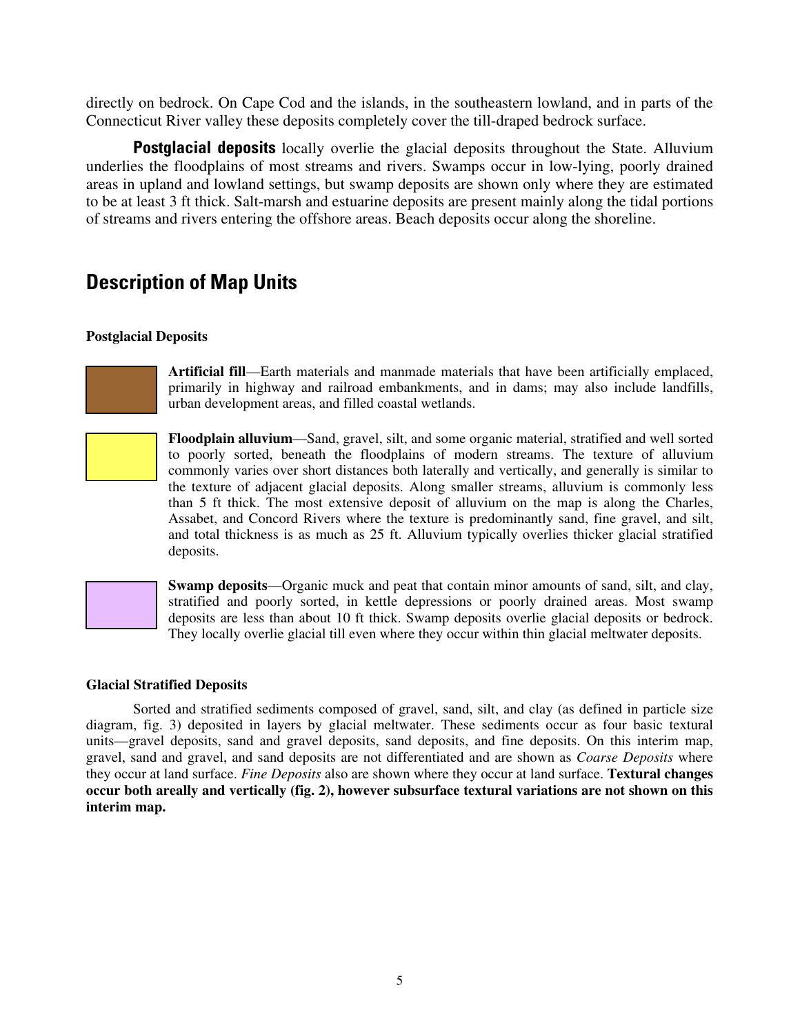directly on bedrock. On Cape Cod and the islands, in the southeastern lowland, and in parts of the Connecticut River valley these deposits completely cover the till-draped bedrock surface.

**Postglacial deposits** locally overlie the glacial deposits throughout the State. Alluvium underlies the floodplains of most streams and rivers. Swamps occur in low-lying, poorly drained areas in upland and lowland settings, but swamp deposits are shown only where they are estimated to be at least 3 ft thick. Salt-marsh and estuarine deposits are present mainly along the tidal portions of streams and rivers entering the offshore areas. Beach deposits occur along the shoreline.

## Description of Map Units

### Postglacial Deposits

**Artificial fill**—Earth materials and manmade materials that have been artificially emplaced, primarily in highway and railroad embankments, and in dams; may also include landfills, urban development areas, and filled coastal wetlands.

**Floodplain alluvium**—Sand, gravel, silt, and some organic material, stratified and well sorted to poorly sorted, beneath the floodplains of modern streams. The texture of alluvium commonly varies over short distances both laterally and vertically, and generally is similar to the texture of adjacent glacial deposits. Along smaller streams, alluvium is commonly less than 5 ft thick. The most extensive deposit of alluvium on the map is along the Charles, Assabet, and Concord Rivers where the texture is predominantly sand, fine gravel, and silt, and total thickness is as much as 25 ft. Alluvium typically overlies thicker glacial stratified deposits.

**Swamp deposits**—Organic muck and peat that contain minor amounts of sand, silt, and clay, stratified and poorly sorted, in kettle depressions or poorly drained areas. Most swamp deposits are less than about 10 ft thick. Swamp deposits overlie glacial deposits or bedrock. They locally overlie glacial till even where they occur within thin glacial meltwater deposits.

### Glacial Stratified Deposits

Sorted and stratified sediments composed of gravel, sand, silt, and clay (as defined in particle size diagram, fig. 3) deposited in layers by glacial meltwater. These sediments occur as four basic textural units—gravel deposits, sand and gravel deposits, sand deposits, and fine deposits. On this interim map, gravel, sand and gravel, and sand deposits are not differentiated and are shown as *Coarse Deposits* where they occur at land surface. *Fine Deposits* also are shown where they occur at land surface. **Textural changes occur both areally and vertically (fig. 2), however subsurface textural variations are not shown on this interim map.**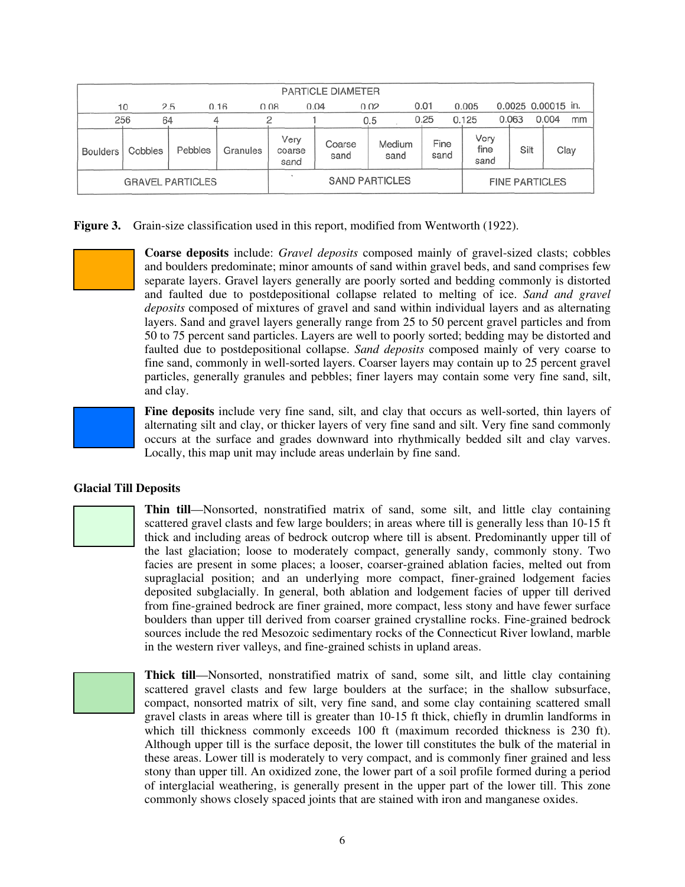| PARTICLE DIAMETER | | | | | | | | | | | |
|---|---|---|---|---|---|---|---|---|---|---|---|
| 10 | 2.5 | 0.16 | 0.08 | 0.04 | 0.02 | 0.01 | 0.005 | 0.0025 | 0.00015 in. | | |
| 256 | 64 | 4 | 2 | 1 | 0.5 | 0.25 | 0.125 | 0.063 | 0.004 mm | | |
| Boulders | Cobbles | Pebbles | Granules | Very coarse sand | Coarse sand | Medium sand | Fine sand | Very fine sand | Silt | Clay | |
| GRAVEL PARTICLES | | | | SAND PARTICLES | | | | FINE PARTICLES | | | |

**Figure 3.** Grain-size classification used in this report, modified from Wentworth (1922).

**Coarse deposits** include: *Gravel deposits* composed mainly of gravel-sized clasts; cobbles and boulders predominate; minor amounts of sand within gravel beds, and sand comprises few separate layers. Gravel layers generally are poorly sorted and bedding commonly is distorted and faulted due to postdepositional collapse related to melting of ice. *Sand and gravel deposits* composed of mixtures of gravel and sand within individual layers and as alternating layers. Sand and gravel layers generally range from 25 to 50 percent gravel particles and from 50 to 75 percent sand particles. Layers are well to poorly sorted; bedding may be distorted and faulted due to postdepositional collapse. *Sand deposits* composed mainly of very coarse to fine sand, commonly in well-sorted layers. Coarser layers may contain up to 25 percent gravel particles, generally granules and pebbles; finer layers may contain some very fine sand, silt, and clay.

**Fine deposits** include very fine sand, silt, and clay that occurs as well-sorted, thin layers of alternating silt and clay, or thicker layers of very fine sand and silt. Very fine sand commonly occurs at the surface and grades downward into rhythmically bedded silt and clay varves. Locally, this map unit may include areas underlain by fine sand.

### Glacial Till Deposits

**Thin till**—Nonsorted, nonstratified matrix of sand, some silt, and little clay containing scattered gravel clasts and few large boulders; in areas where till is generally less than 10-15 ft thick and including areas of bedrock outcrop where till is absent. Predominantly upper till of the last glaciation; loose to moderately compact, generally sandy, commonly stony. Two facies are present in some places; a looser, coarser-grained ablation facies, melted out from supraglacial position; and an underlying more compact, finer-grained lodgement facies deposited subglacially. In general, both ablation and lodgement facies of upper till derived from fine-grained bedrock are finer grained, more compact, less stony and have fewer surface boulders than upper till derived from coarser grained crystalline rocks. Fine-grained bedrock sources include the red Mesozoic sedimentary rocks of the Connecticut River lowland, marble in the western river valleys, and fine-grained schists in upland areas.

**Thick till**—Nonsorted, nonstratified matrix of sand, some silt, and little clay containing scattered gravel clasts and few large boulders at the surface; in the shallow subsurface, compact, nonsorted matrix of silt, very fine sand, and some clay containing scattered small gravel clasts in areas where till is greater than 10-15 ft thick, chiefly in drumlin landforms in which till thickness commonly exceeds 100 ft (maximum recorded thickness is 230 ft). Although upper till is the surface deposit, the lower till constitutes the bulk of the material in these areas. Lower till is moderately to very compact, and is commonly finer grained and less stony than upper till. An oxidized zone, the lower part of a soil profile formed during a period of interglacial weathering, is generally present in the upper part of the lower till. This zone commonly shows closely spaced joints that are stained with iron and manganese oxides.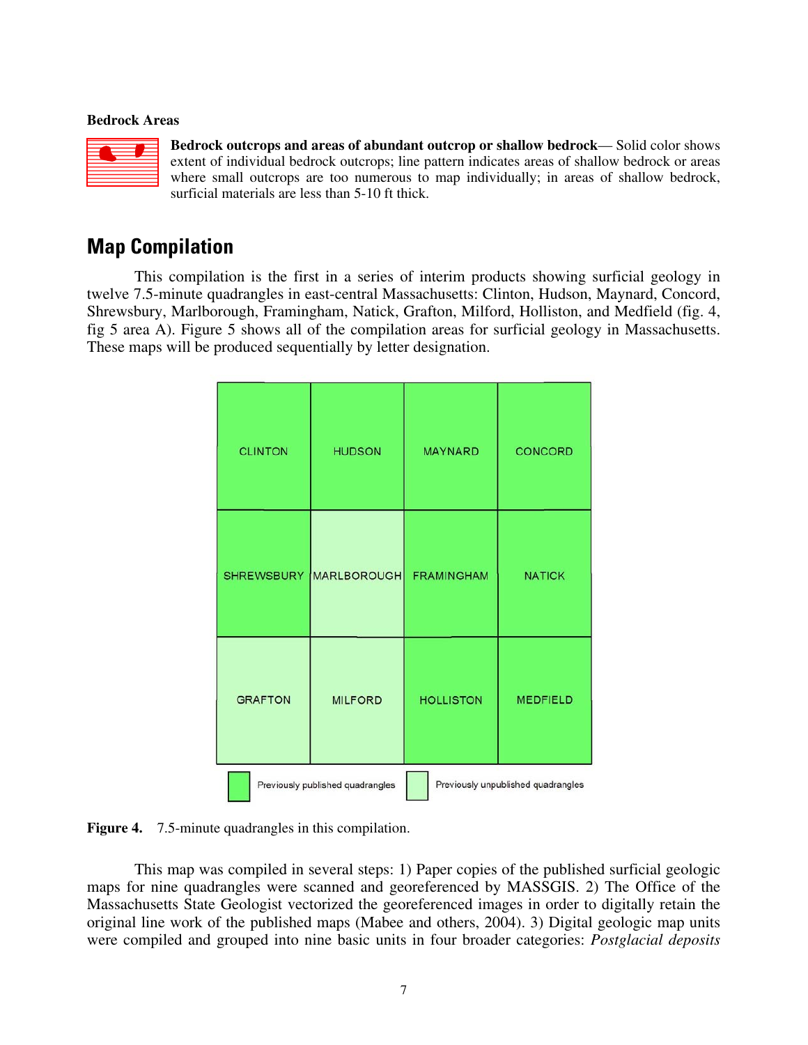**Bedrock Areas**

**Bedrock outcrops and areas of abundant outcrop or shallow bedrock**— Solid color shows extent of individual bedrock outcrops; line pattern indicates areas of shallow bedrock or areas where small outcrops are too numerous to map individually; in areas of shallow bedrock, surficial materials are less than 5-10 ft thick.

## Map Compilation

This compilation is the first in a series of interim products showing surficial geology in twelve 7.5-minute quadrangles in east-central Massachusetts: Clinton, Hudson, Maynard, Concord, Shrewsbury, Marlborough, Framingham, Natick, Grafton, Milford, Holliston, and Medfield (fig. 4, fig 5 area A). Figure 5 shows all of the compilation areas for surficial geology in Massachusetts. These maps will be produced sequentially by letter designation.

| | | | |
|---|---|---|---|
| CLINTON | HUDSON | MAYNARD | CONCORD |
| SHREWSBURY | MARLBOROUGH | FRAMINGHAM | NATICK |
| GRAFTON | MILFORD | HOLLISTON | MEDFIELD |

Previously published quadrangles: Clinton, Hudson, Maynard, Concord, Shrewsbury, Framingham, Natick, Holliston, Medfield. Previously unpublished quadrangles: Marlborough, Grafton, Milford.

**Figure 4.** 7.5-minute quadrangles in this compilation.

This map was compiled in several steps: 1) Paper copies of the published surficial geologic maps for nine quadrangles were scanned and georeferenced by MASSGIS. 2) The Office of the Massachusetts State Geologist vectorized the georeferenced images in order to digitally retain the original line work of the published maps (Mabee and others, 2004). 3) Digital geologic map units were compiled and grouped into nine basic units in four broader categories: *Postglacial deposits*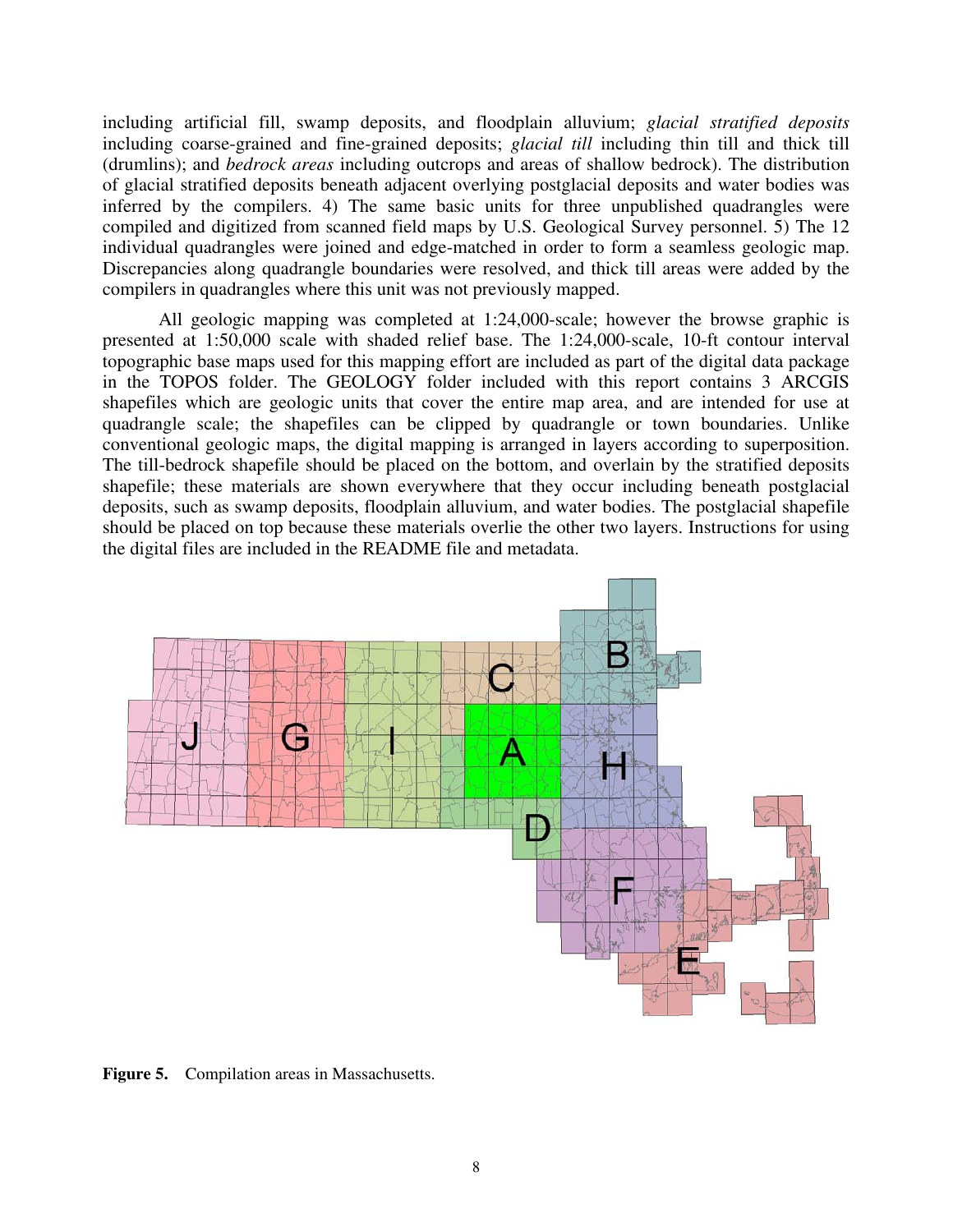including artificial fill, swamp deposits, and floodplain alluvium; *glacial stratified deposits* including coarse-grained and fine-grained deposits; *glacial till* including thin till and thick till (drumlins); and *bedrock areas* including outcrops and areas of shallow bedrock). The distribution of glacial stratified deposits beneath adjacent overlying postglacial deposits and water bodies was inferred by the compilers. 4) The same basic units for three unpublished quadrangles were compiled and digitized from scanned field maps by U.S. Geological Survey personnel. 5) The 12 individual quadrangles were joined and edge-matched in order to form a seamless geologic map. Discrepancies along quadrangle boundaries were resolved, and thick till areas were added by the compilers in quadrangles where this unit was not previously mapped.

All geologic mapping was completed at 1:24,000-scale; however the browse graphic is presented at 1:50,000 scale with shaded relief base. The 1:24,000-scale, 10-ft contour interval topographic base maps used for this mapping effort are included as part of the digital data package in the TOPOS folder. The GEOLOGY folder included with this report contains 3 ARCGIS shapefiles which are geologic units that cover the entire map area, and are intended for use at quadrangle scale; the shapefiles can be clipped by quadrangle or town boundaries. Unlike conventional geologic maps, the digital mapping is arranged in layers according to superposition. The till-bedrock shapefile should be placed on the bottom, and overlain by the stratified deposits shapefile; these materials are shown everywhere that they occur including beneath postglacial deposits, such as swamp deposits, floodplain alluvium, and water bodies. The postglacial shapefile should be placed on top because these materials overlie the other two layers. Instructions for using the digital files are included in the README file and metadata.

**Figure 5.** Compilation areas in Massachusetts.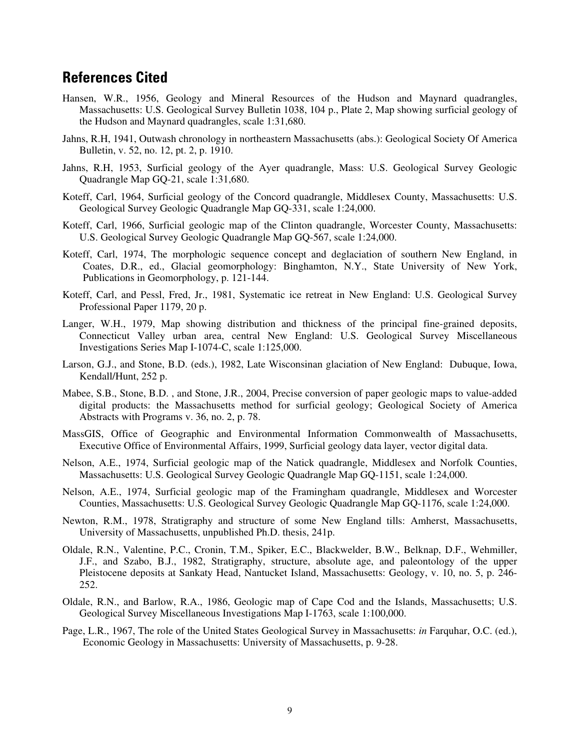## References Cited

Hansen, W.R., 1956, Geology and Mineral Resources of the Hudson and Maynard quadrangles, Massachusetts: U.S. Geological Survey Bulletin 1038, 104 p., Plate 2, Map showing surficial geology of the Hudson and Maynard quadrangles, scale 1:31,680.

Jahns, R.H, 1941, Outwash chronology in northeastern Massachusetts (abs.): Geological Society Of America Bulletin, v. 52, no. 12, pt. 2, p. 1910.

Jahns, R.H, 1953, Surficial geology of the Ayer quadrangle, Mass: U.S. Geological Survey Geologic Quadrangle Map GQ-21, scale 1:31,680.

Koteff, Carl, 1964, Surficial geology of the Concord quadrangle, Middlesex County, Massachusetts: U.S. Geological Survey Geologic Quadrangle Map GQ-331, scale 1:24,000.

Koteff, Carl, 1966, Surficial geologic map of the Clinton quadrangle, Worcester County, Massachusetts: U.S. Geological Survey Geologic Quadrangle Map GQ-567, scale 1:24,000.

Koteff, Carl, 1974, The morphologic sequence concept and deglaciation of southern New England, in Coates, D.R., ed., Glacial geomorphology: Binghamton, N.Y., State University of New York, Publications in Geomorphology, p. 121-144.

Koteff, Carl, and Pessl, Fred, Jr., 1981, Systematic ice retreat in New England: U.S. Geological Survey Professional Paper 1179, 20 p.

Langer, W.H., 1979, Map showing distribution and thickness of the principal fine-grained deposits, Connecticut Valley urban area, central New England: U.S. Geological Survey Miscellaneous Investigations Series Map I-1074-C, scale 1:125,000.

Larson, G.J., and Stone, B.D. (eds.), 1982, Late Wisconsinan glaciation of New England: Dubuque, Iowa, Kendall/Hunt, 252 p.

Mabee, S.B., Stone, B.D. , and Stone, J.R., 2004, Precise conversion of paper geologic maps to value-added digital products: the Massachusetts method for surficial geology; Geological Society of America Abstracts with Programs v. 36, no. 2, p. 78.

MassGIS, Office of Geographic and Environmental Information Commonwealth of Massachusetts, Executive Office of Environmental Affairs, 1999, Surficial geology data layer, vector digital data.

Nelson, A.E., 1974, Surficial geologic map of the Natick quadrangle, Middlesex and Norfolk Counties, Massachusetts: U.S. Geological Survey Geologic Quadrangle Map GQ-1151, scale 1:24,000.

Nelson, A.E., 1974, Surficial geologic map of the Framingham quadrangle, Middlesex and Worcester Counties, Massachusetts: U.S. Geological Survey Geologic Quadrangle Map GQ-1176, scale 1:24,000.

Newton, R.M., 1978, Stratigraphy and structure of some New England tills: Amherst, Massachusetts, University of Massachusetts, unpublished Ph.D. thesis, 241p.

Oldale, R.N., Valentine, P.C., Cronin, T.M., Spiker, E.C., Blackwelder, B.W., Belknap, D.F., Wehmiller, J.F., and Szabo, B.J., 1982, Stratigraphy, structure, absolute age, and paleontology of the upper Pleistocene deposits at Sankaty Head, Nantucket Island, Massachusetts: Geology, v. 10, no. 5, p. 246-252.

Oldale, R.N., and Barlow, R.A., 1986, Geologic map of Cape Cod and the Islands, Massachusetts; U.S. Geological Survey Miscellaneous Investigations Map I-1763, scale 1:100,000.

Page, L.R., 1967, The role of the United States Geological Survey in Massachusetts: *in* Farquhar, O.C. (ed.), Economic Geology in Massachusetts: University of Massachusetts, p. 9-28.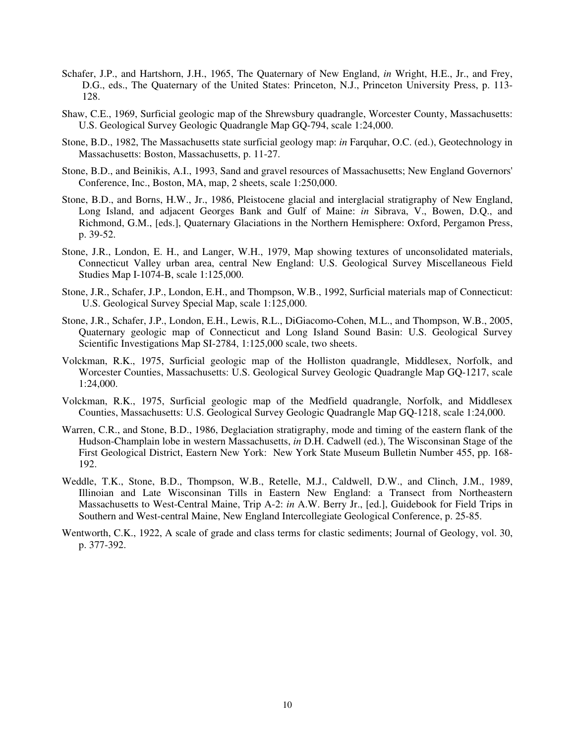Schafer, J.P., and Hartshorn, J.H., 1965, The Quaternary of New England, *in* Wright, H.E., Jr., and Frey, D.G., eds., The Quaternary of the United States: Princeton, N.J., Princeton University Press, p. 113-128.

Shaw, C.E., 1969, Surficial geologic map of the Shrewsbury quadrangle, Worcester County, Massachusetts: U.S. Geological Survey Geologic Quadrangle Map GQ-794, scale 1:24,000.

Stone, B.D., 1982, The Massachusetts state surficial geology map: *in* Farquhar, O.C. (ed.), Geotechnology in Massachusetts: Boston, Massachusetts, p. 11-27.

Stone, B.D., and Beinikis, A.I., 1993, Sand and gravel resources of Massachusetts; New England Governors' Conference, Inc., Boston, MA, map, 2 sheets, scale 1:250,000.

Stone, B.D., and Borns, H.W., Jr., 1986, Pleistocene glacial and interglacial stratigraphy of New England, Long Island, and adjacent Georges Bank and Gulf of Maine: *in* Sibrava, V., Bowen, D.Q., and Richmond, G.M., [eds.], Quaternary Glaciations in the Northern Hemisphere: Oxford, Pergamon Press, p. 39-52.

Stone, J.R., London, E. H., and Langer, W.H., 1979, Map showing textures of unconsolidated materials, Connecticut Valley urban area, central New England: U.S. Geological Survey Miscellaneous Field Studies Map I-1074-B, scale 1:125,000.

Stone, J.R., Schafer, J.P., London, E.H., and Thompson, W.B., 1992, Surficial materials map of Connecticut: U.S. Geological Survey Special Map, scale 1:125,000.

Stone, J.R., Schafer, J.P., London, E.H., Lewis, R.L., DiGiacomo-Cohen, M.L., and Thompson, W.B., 2005, Quaternary geologic map of Connecticut and Long Island Sound Basin: U.S. Geological Survey Scientific Investigations Map SI-2784, 1:125,000 scale, two sheets.

Volckman, R.K., 1975, Surficial geologic map of the Holliston quadrangle, Middlesex, Norfolk, and Worcester Counties, Massachusetts: U.S. Geological Survey Geologic Quadrangle Map GQ-1217, scale 1:24,000.

Volckman, R.K., 1975, Surficial geologic map of the Medfield quadrangle, Norfolk, and Middlesex Counties, Massachusetts: U.S. Geological Survey Geologic Quadrangle Map GQ-1218, scale 1:24,000.

Warren, C.R., and Stone, B.D., 1986, Deglaciation stratigraphy, mode and timing of the eastern flank of the Hudson-Champlain lobe in western Massachusetts, *in* D.H. Cadwell (ed.), The Wisconsinan Stage of the First Geological District, Eastern New York: New York State Museum Bulletin Number 455, pp. 168-192.

Weddle, T.K., Stone, B.D., Thompson, W.B., Retelle, M.J., Caldwell, D.W., and Clinch, J.M., 1989, Illinoian and Late Wisconsinan Tills in Eastern New England: a Transect from Northeastern Massachusetts to West-Central Maine, Trip A-2: *in* A.W. Berry Jr., [ed.], Guidebook for Field Trips in Southern and West-central Maine, New England Intercollegiate Geological Conference, p. 25-85.

Wentworth, C.K., 1922, A scale of grade and class terms for clastic sediments; Journal of Geology, vol. 30, p. 377-392.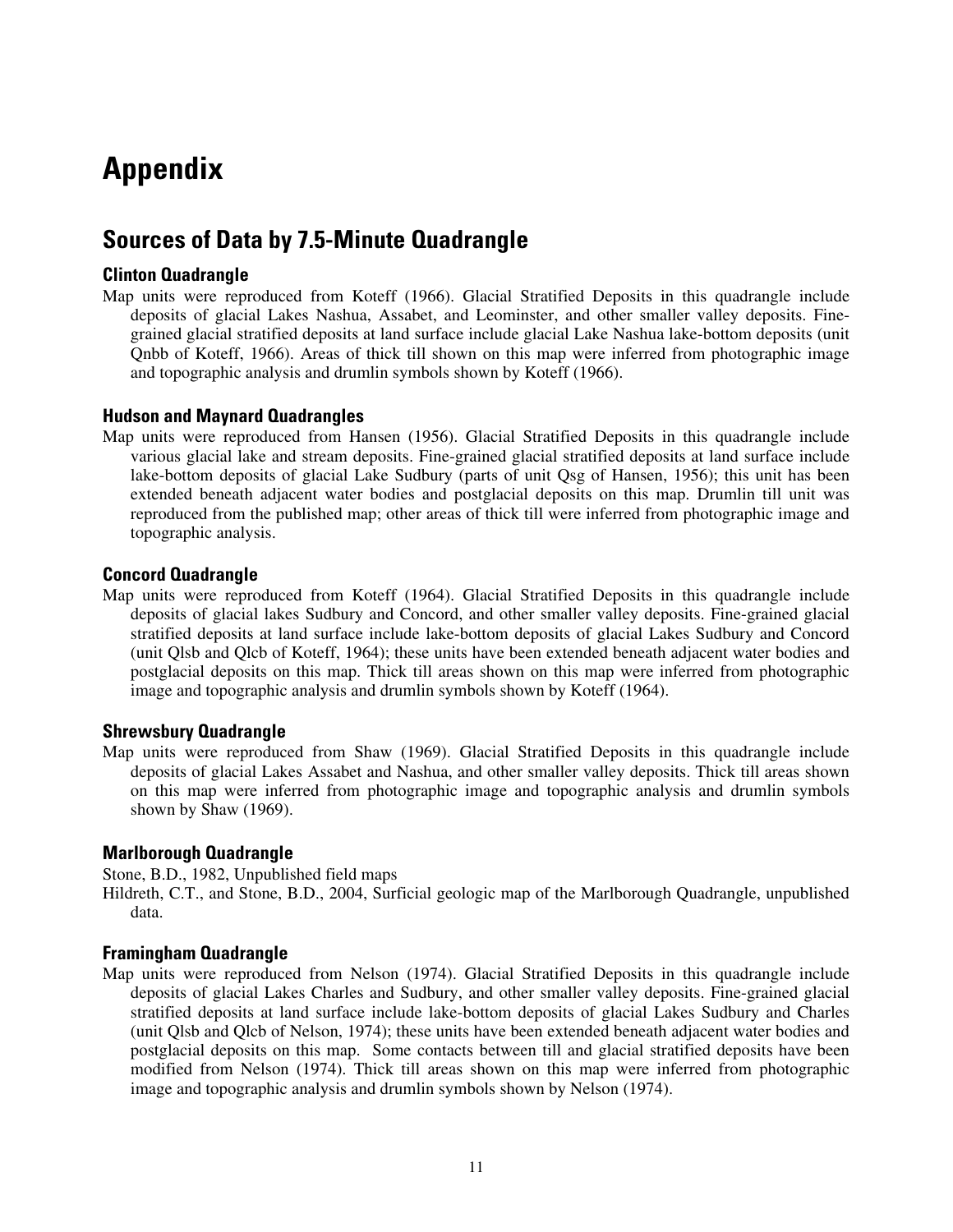# Appendix

## Sources of Data by 7.5-Minute Quadrangle

### Clinton Quadrangle

Map units were reproduced from Koteff (1966). Glacial Stratified Deposits in this quadrangle include deposits of glacial Lakes Nashua, Assabet, and Leominster, and other smaller valley deposits. Fine-grained glacial stratified deposits at land surface include glacial Lake Nashua lake-bottom deposits (unit Qnbb of Koteff, 1966). Areas of thick till shown on this map were inferred from photographic image and topographic analysis and drumlin symbols shown by Koteff (1966).

### Hudson and Maynard Quadrangles

Map units were reproduced from Hansen (1956). Glacial Stratified Deposits in this quadrangle include various glacial lake and stream deposits. Fine-grained glacial stratified deposits at land surface include lake-bottom deposits of glacial Lake Sudbury (parts of unit Qsg of Hansen, 1956); this unit has been extended beneath adjacent water bodies and postglacial deposits on this map. Drumlin till unit was reproduced from the published map; other areas of thick till were inferred from photographic image and topographic analysis.

### Concord Quadrangle

Map units were reproduced from Koteff (1964). Glacial Stratified Deposits in this quadrangle include deposits of glacial lakes Sudbury and Concord, and other smaller valley deposits. Fine-grained glacial stratified deposits at land surface include lake-bottom deposits of glacial Lakes Sudbury and Concord (unit Qlsb and Qlcb of Koteff, 1964); these units have been extended beneath adjacent water bodies and postglacial deposits on this map. Thick till areas shown on this map were inferred from photographic image and topographic analysis and drumlin symbols shown by Koteff (1964).

### Shrewsbury Quadrangle

Map units were reproduced from Shaw (1969). Glacial Stratified Deposits in this quadrangle include deposits of glacial Lakes Assabet and Nashua, and other smaller valley deposits. Thick till areas shown on this map were inferred from photographic image and topographic analysis and drumlin symbols shown by Shaw (1969).

### Marlborough Quadrangle

Stone, B.D., 1982, Unpublished field maps

Hildreth, C.T., and Stone, B.D., 2004, Surficial geologic map of the Marlborough Quadrangle, unpublished data.

### Framingham Quadrangle

Map units were reproduced from Nelson (1974). Glacial Stratified Deposits in this quadrangle include deposits of glacial Lakes Charles and Sudbury, and other smaller valley deposits. Fine-grained glacial stratified deposits at land surface include lake-bottom deposits of glacial Lakes Sudbury and Charles (unit Qlsb and Qlcb of Nelson, 1974); these units have been extended beneath adjacent water bodies and postglacial deposits on this map. Some contacts between till and glacial stratified deposits have been modified from Nelson (1974). Thick till areas shown on this map were inferred from photographic image and topographic analysis and drumlin symbols shown by Nelson (1974).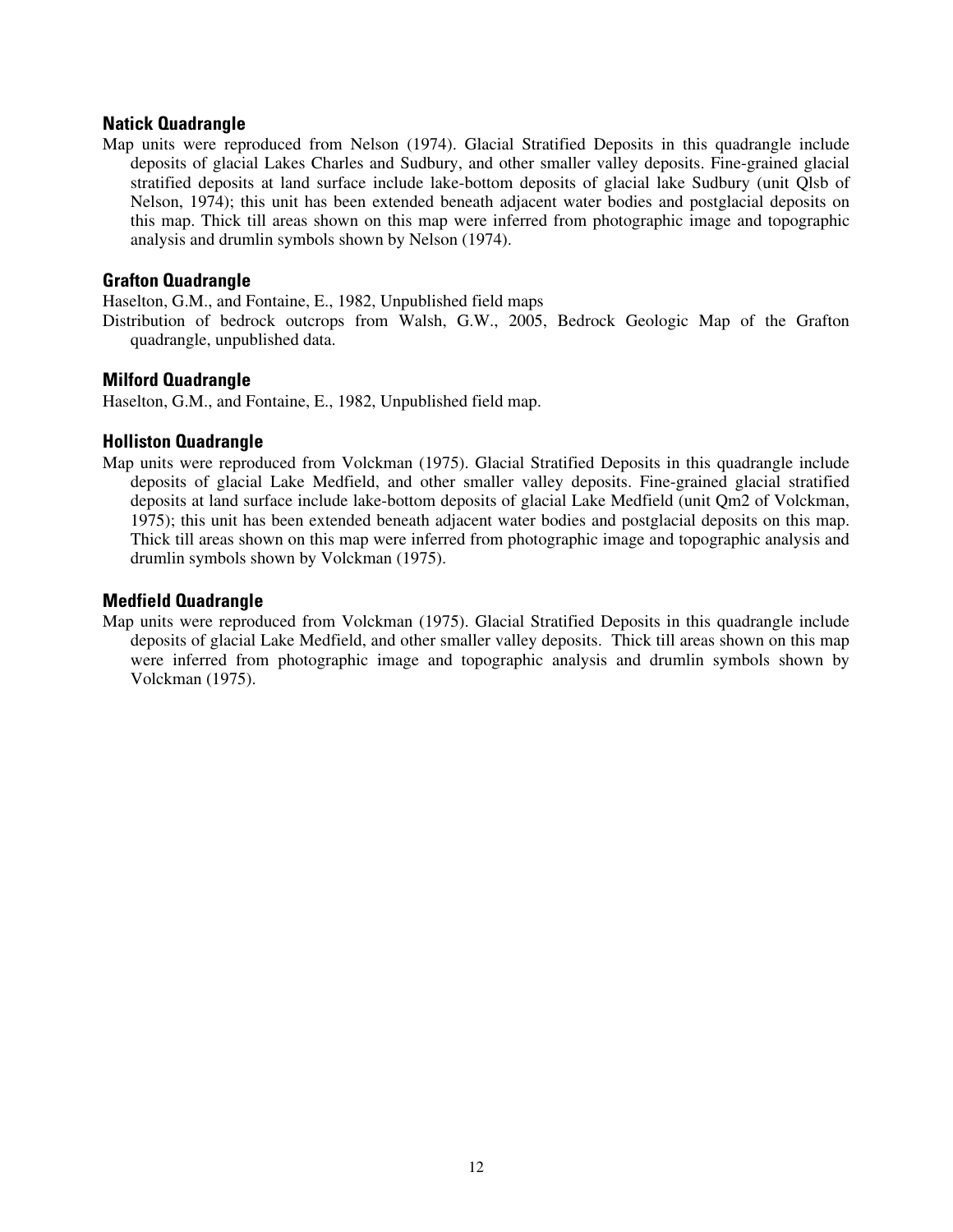### Natick Quadrangle

Map units were reproduced from Nelson (1974). Glacial Stratified Deposits in this quadrangle include deposits of glacial Lakes Charles and Sudbury, and other smaller valley deposits. Fine-grained glacial stratified deposits at land surface include lake-bottom deposits of glacial lake Sudbury (unit Qlsb of Nelson, 1974); this unit has been extended beneath adjacent water bodies and postglacial deposits on this map. Thick till areas shown on this map were inferred from photographic image and topographic analysis and drumlin symbols shown by Nelson (1974).

### Grafton Quadrangle

Haselton, G.M., and Fontaine, E., 1982, Unpublished field maps

Distribution of bedrock outcrops from Walsh, G.W., 2005, Bedrock Geologic Map of the Grafton quadrangle, unpublished data.

### Milford Quadrangle

Haselton, G.M., and Fontaine, E., 1982, Unpublished field map.

### Holliston Quadrangle

Map units were reproduced from Volckman (1975). Glacial Stratified Deposits in this quadrangle include deposits of glacial Lake Medfield, and other smaller valley deposits. Fine-grained glacial stratified deposits at land surface include lake-bottom deposits of glacial Lake Medfield (unit Qm2 of Volckman, 1975); this unit has been extended beneath adjacent water bodies and postglacial deposits on this map. Thick till areas shown on this map were inferred from photographic image and topographic analysis and drumlin symbols shown by Volckman (1975).

### Medfield Quadrangle

Map units were reproduced from Volckman (1975). Glacial Stratified Deposits in this quadrangle include deposits of glacial Lake Medfield, and other smaller valley deposits. Thick till areas shown on this map were inferred from photographic image and topographic analysis and drumlin symbols shown by Volckman (1975).